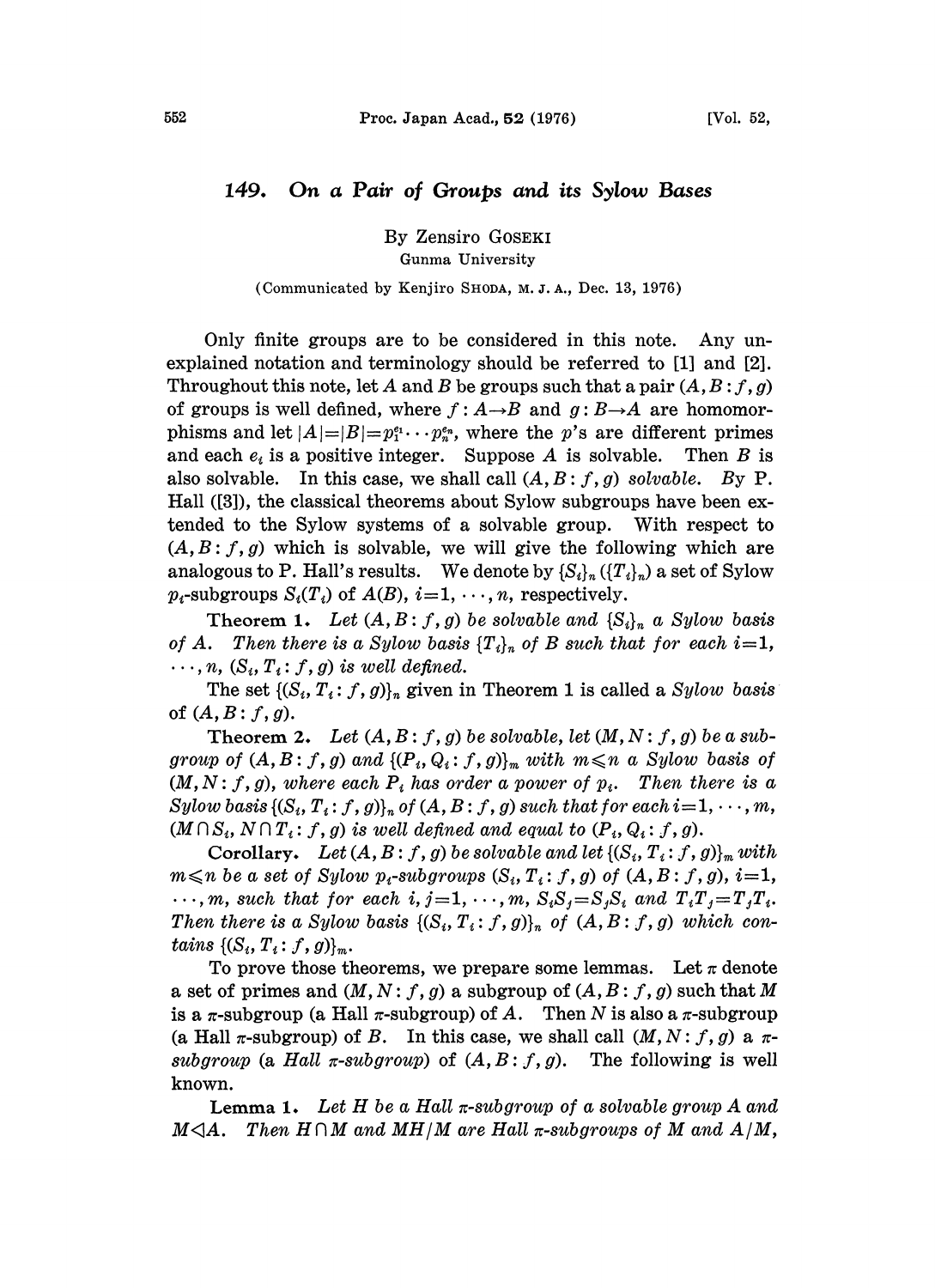# 149. On a Pair of Groups and its Sylow Bases

By Zensiro GOSEKI

Gunma University

(Communicated by Kenjiro SHODA, M. J. A., Dec. 13, 1976)

Only finite groups are to be considered in this note. Any unexplained notation and terminology should be referred to [1] and [2]. Throughout this note, let $A$ and $B$ be groups such that a pair $(A, B: f, g)$ of groups is well defined, where $f: A \to B$ and $g: B \to A$ are homomorphisms and let $|A| = |B| = p_1^{e_1} \cdots p_n^{e_n}$, where the $p$'s are different primes and each $e_i$ is a positive integer. Suppose $A$ is solvable. Then $B$ is also solvable. In this case, we shall call $(A, B: f, g)$ *solvable*. By P. Hall ([3]), the classical theorems about Sylow subgroups have been extended to the Sylow systems of a solvable group. With respect to $(A, B: f, g)$ which is solvable, we will give the following which are analogous to P. Hall's results. We denote by $\{S_i\}_n$ ($\{T_i\}_n$) a set of Sylow $p_i$-subgroups $S_i(T_i)$ of $A(B)$, $i = 1, \cdots, n$, respectively.

**Theorem 1.** *Let $(A, B: f, g)$ be solvable and $\{S_i\}_n$ a Sylow basis of $A$. Then there is a Sylow basis $\{T_i\}_n$ of $B$ such that for each $i = 1, \cdots, n$, $(S_i, T_i: f, g)$ is well defined.*

The set $\{(S_i, T_i: f, g)\}_n$ given in Theorem 1 is called a *Sylow basis* of $(A, B: f, g)$.

**Theorem 2.** *Let $(A, B: f, g)$ be solvable, let $(M, N: f, g)$ be a subgroup of $(A, B: f, g)$ and $\{(P_i, Q_i: f, g)\}_m$ with $m \leqslant n$ a Sylow basis of $(M, N: f, g)$, where each $P_i$ has order a power of $p_i$. Then there is a Sylow basis $\{(S_i, T_i: f, g)\}_n$ of $(A, B: f, g)$ such that for each $i = 1, \cdots, m$, $(M \cap S_i, N \cap T_i: f, g)$ is well defined and equal to $(P_i, Q_i: f, g)$.*

**Corollary.** *Let $(A, B: f, g)$ be solvable and let $\{(S_i, T_i: f, g)\}_m$ with $m \leqslant n$ be a set of Sylow $p_i$-subgroups $(S_i, T_i: f, g)$ of $(A, B: f, g)$, $i = 1, \cdots, m$, such that for each $i, j = 1, \cdots, m$, $S_i S_j = S_j S_i$ and $T_i T_j = T_j T_i$. Then there is a Sylow basis $\{(S_i, T_i: f, g)\}_n$ of $(A, B: f, g)$ which contains $\{(S_i, T_i: f, g)\}_m$.*

To prove those theorems, we prepare some lemmas. Let $\pi$ denote a set of primes and $(M, N: f, g)$ a subgroup of $(A, B: f, g)$ such that $M$ is a $\pi$-subgroup (a Hall $\pi$-subgroup) of $A$. Then $N$ is also a $\pi$-subgroup (a Hall $\pi$-subgroup) of $B$. In this case, we shall call $(M, N: f, g)$ a *$\pi$-subgroup* (a *Hall $\pi$-subgroup*) of $(A, B: f, g)$. The following is well known.

**Lemma 1.** *Let $H$ be a Hall $\pi$-subgroup of a solvable group $A$ and $M \lhd A$. Then $H \cap M$ and $MH/M$ are Hall $\pi$-subgroups of $M$ and $A/M$,*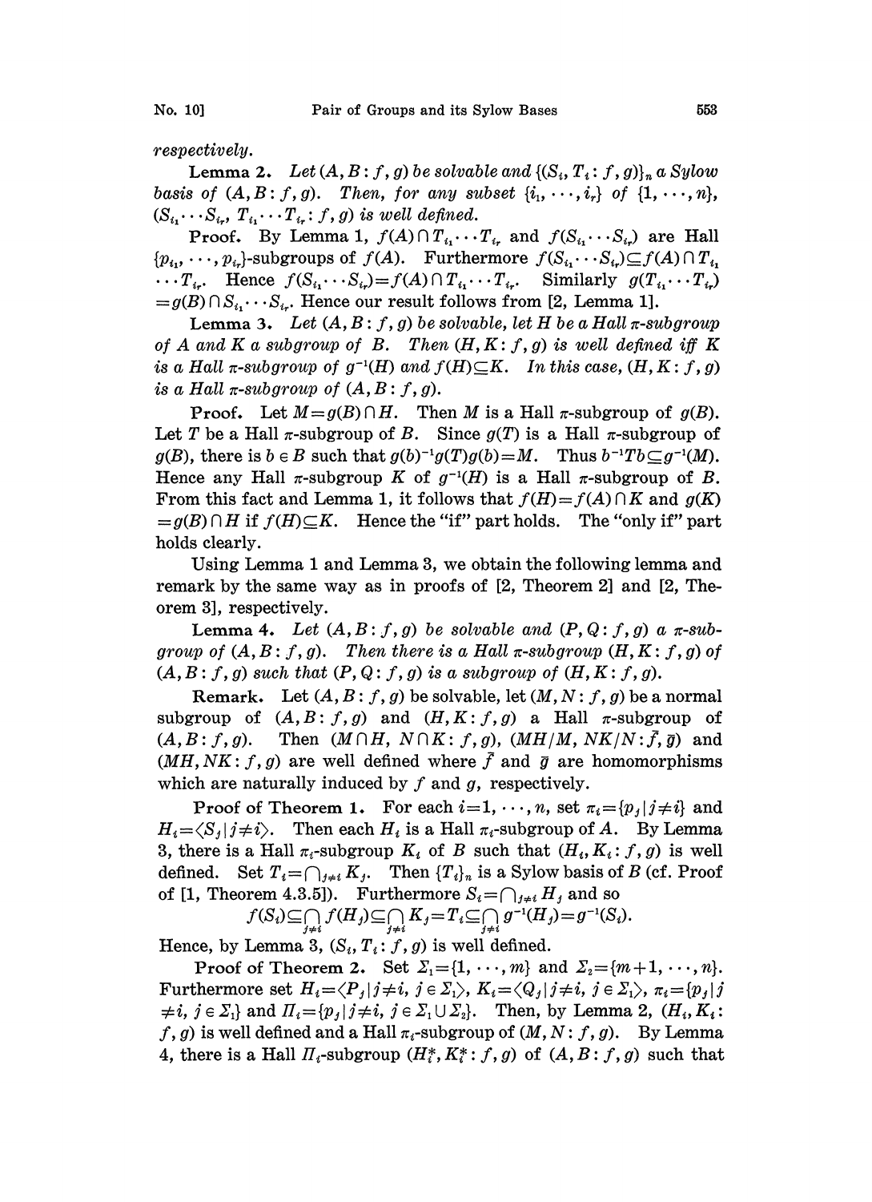*respectively.*

**Lemma 2.** *Let $(A, B: f, g)$ be solvable and $\{(S_i, T_i: f, g)\}_n$ a Sylow basis of $(A, B: f, g)$. Then, for any subset $\{i_1, \cdots, i_r\}$ of $\{1, \cdots, n\}$, $(S_{i_1} \cdots S_{i_r}, T_{i_1} \cdots T_{i_r}: f, g)$ is well defined.*

**Proof.** By Lemma 1, $f(A) \cap T_{i_1} \cdots T_{i_r}$ and $f(S_{i_1} \cdots S_{i_r})$ are Hall $\{p_{i_1}, \cdots, p_{i_r}\}$-subgroups of $f(A)$. Furthermore $f(S_{i_1} \cdots S_{i_r}) \subseteq f(A) \cap T_{i_1} \cdots T_{i_r}$. Hence $f(S_{i_1} \cdots S_{i_r}) = f(A) \cap T_{i_1} \cdots T_{i_r}$. Similarly $g(T_{i_1} \cdots T_{i_r}) = g(B) \cap S_{i_1} \cdots S_{i_r}$. Hence our result follows from [2, Lemma 1].

**Lemma 3.** *Let $(A, B: f, g)$ be solvable, let $H$ be a Hall $\pi$-subgroup of $A$ and $K$ a subgroup of $B$. Then $(H, K: f, g)$ is well defined iff $K$ is a Hall $\pi$-subgroup of $g^{-1}(H)$ and $f(H) \subseteq K$. In this case, $(H, K: f, g)$ is a Hall $\pi$-subgroup of $(A, B: f, g)$.*

**Proof.** Let $M = g(B) \cap H$. Then $M$ is a Hall $\pi$-subgroup of $g(B)$. Let $T$ be a Hall $\pi$-subgroup of $B$. Since $g(T)$ is a Hall $\pi$-subgroup of $g(B)$, there is $b \in B$ such that $g(b)^{-1} g(T) g(b) = M$. Thus $b^{-1} T b \subseteq g^{-1}(M)$. Hence any Hall $\pi$-subgroup $K$ of $g^{-1}(H)$ is a Hall $\pi$-subgroup of $B$. From this fact and Lemma 1, it follows that $f(H) = f(A) \cap K$ and $g(K) = g(B) \cap H$ if $f(H) \subseteq K$. Hence the "if" part holds. The "only if" part holds clearly.

Using Lemma 1 and Lemma 3, we obtain the following lemma and remark by the same way as in proofs of [2, Theorem 2] and [2, Theorem 3], respectively.

**Lemma 4.** *Let $(A, B: f, g)$ be solvable and $(P, Q: f, g)$ a $\pi$-subgroup of $(A, B: f, g)$. Then there is a Hall $\pi$-subgroup $(H, K: f, g)$ of $(A, B: f, g)$ such that $(P, Q: f, g)$ is a subgroup of $(H, K: f, g)$.*

**Remark.** Let $(A, B: f, g)$ be solvable, let $(M, N: f, g)$ be a normal subgroup of $(A, B: f, g)$ and $(H, K: f, g)$ a Hall $\pi$-subgroup of $(A, B: f, g)$. Then $(M \cap H, N \cap K: f, g)$, $(MH/M, NK/N: \bar{f}, \bar{g})$ and $(MH, NK: f, g)$ are well defined where $\bar{f}$ and $\bar{g}$ are homomorphisms which are naturally induced by $f$ and $g$, respectively.

**Proof of Theorem 1.** For each $i = 1, \cdots, n$, set $\pi_i = \{p_j \mid j \neq i\}$ and $H_i = \langle S_j \mid j \neq i \rangle$. Then each $H_i$ is a Hall $\pi_i$-subgroup of $A$. By Lemma 3, there is a Hall $\pi_i$-subgroup $K_i$ of $B$ such that $(H_i, K_i: f, g)$ is well defined. Set $T_i = \bigcap_{j \neq i} K_j$. Then $\{T_i\}_n$ is a Sylow basis of $B$ (cf. Proof of [1, Theorem 4.3.5]). Furthermore $S_i = \bigcap_{j \neq i} H_j$ and so

$$f(S_i) \subseteq \bigcap_{j \neq i} f(H_j) \subseteq \bigcap_{j \neq i} K_j = T_i \subseteq \bigcap_{j \neq i} g^{-1}(H_j) = g^{-1}(S_i).$$

Hence, by Lemma 3, $(S_i, T_i: f, g)$ is well defined.

**Proof of Theorem 2.** Set $\Sigma_1 = \{1, \cdots, m\}$ and $\Sigma_2 = \{m+1, \cdots, n\}$. Furthermore set $H_i = \langle P_j \mid j \neq i, j \in \Sigma_1 \rangle$, $K_i = \langle Q_j \mid j \neq i, j \in \Sigma_1 \rangle$, $\pi_i = \{p_j \mid j \neq i, j \in \Sigma_1\}$ and $\Pi_i = \{p_j \mid j \neq i, j \in \Sigma_1 \cup \Sigma_2\}$. Then, by Lemma 2, $(H_i, K_i: f, g)$ is well defined and a Hall $\pi_i$-subgroup of $(M, N: f, g)$. By Lemma 4, there is a Hall $\Pi_i$-subgroup $(H_i^*, K_i^*: f, g)$ of $(A, B: f, g)$ such that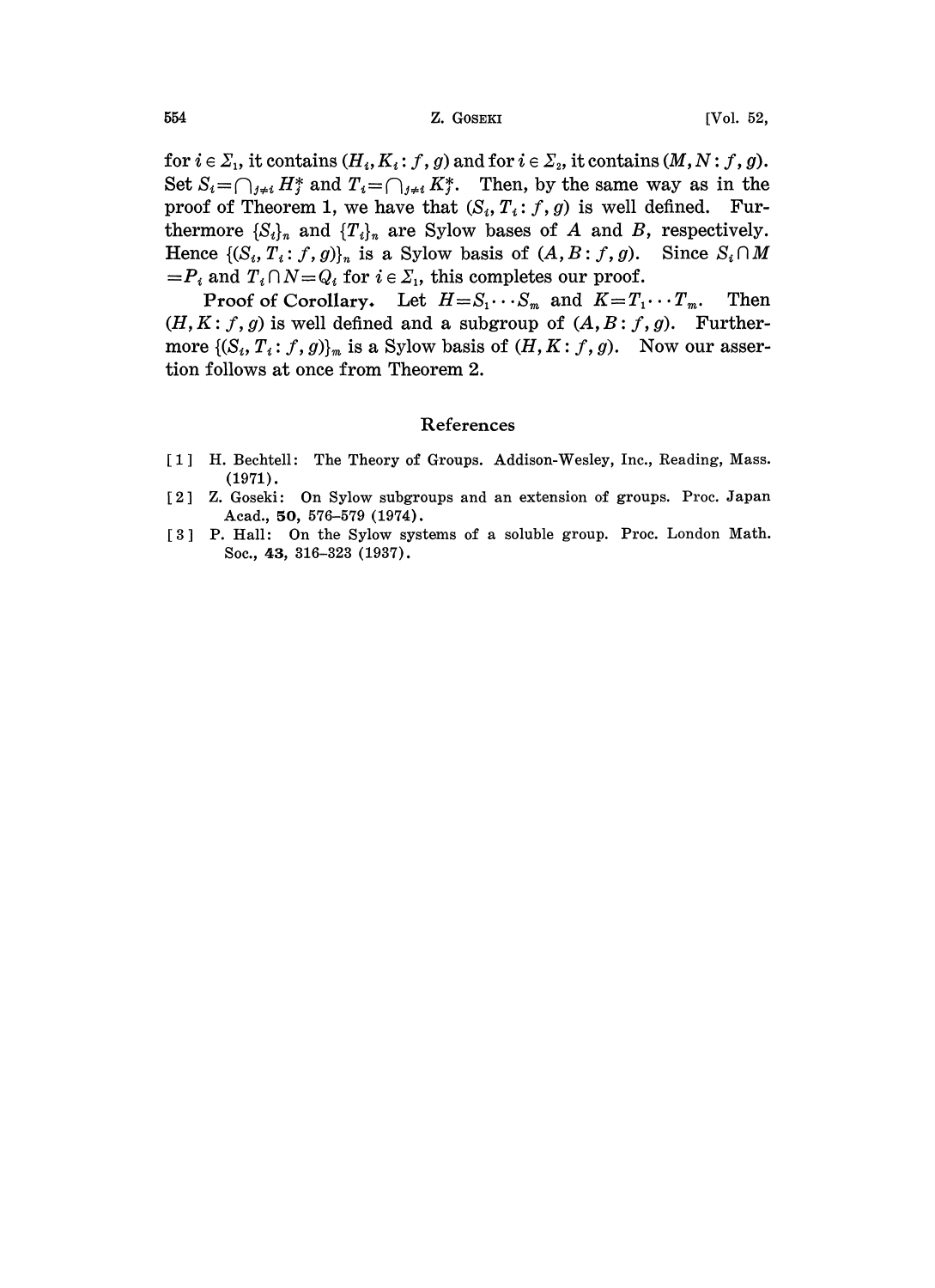for $i \in \Sigma_1$, it contains $(H_i, K_i : f, g)$ and for $i \in \Sigma_2$, it contains $(M, N : f, g)$. Set $S_i = \bigcap_{j \neq i} H_j^*$ and $T_i = \bigcap_{j \neq i} K_j^*$. Then, by the same way as in the proof of Theorem 1, we have that $(S_i, T_i : f, g)$ is well defined. Furthermore $\{S_i\}_n$ and $\{T_i\}_n$ are Sylow bases of $A$ and $B$, respectively. Hence $\{(S_i, T_i : f, g)\}_n$ is a Sylow basis of $(A, B : f, g)$. Since $S_i \cap M = P_i$ and $T_i \cap N = Q_i$ for $i \in \Sigma_1$, this completes our proof.

**Proof of Corollary.** Let $H = S_1 \cdots S_m$ and $K = T_1 \cdots T_m$. Then $(H, K : f, g)$ is well defined and a subgroup of $(A, B : f, g)$. Furthermore $\{(S_i, T_i : f, g)\}_m$ is a Sylow basis of $(H, K : f, g)$. Now our assertion follows at once from Theorem 2.

## References

[1] H. Bechtell: The Theory of Groups. Addison-Wesley, Inc., Reading, Mass. (1971).

[2] Z. Goseki: On Sylow subgroups and an extension of groups. Proc. Japan Acad., **50**, 576–579 (1974).

[3] P. Hall: On the Sylow systems of a soluble group. Proc. London Math. Soc., **43**, 316–323 (1937).